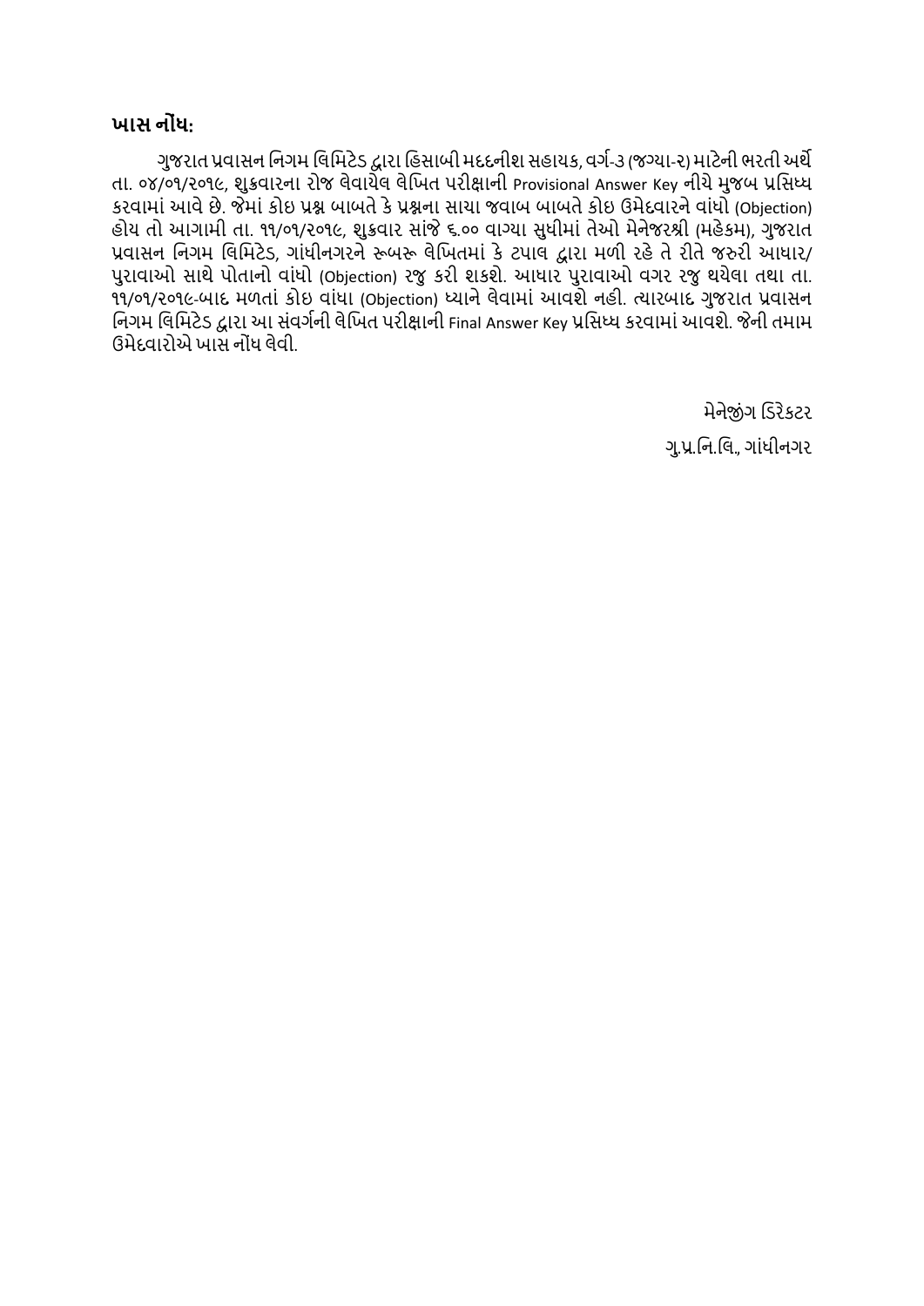## ખાસ નોંધ:

ગુજરાત પ્રવાસન નિગમ લિમિટેડ દ્વારા હિસાબી મદદનીશ સહાયક, વર્ગ-૩ (જગ્યા-૨) માટેની ભરતી અર્થે તા. ૦૪/૦૧/૨૦૧૯, શુક્રવારના રોજ લેવાયેલ લેખિત પરીક્ષાની Provisional Answer Key નીચે મુજબ પ્રસિધ્ધ કરવામાં આવે છે. જેમાં કોઇ પ્રશ્ન બાબતે કે પ્રશ્નના સાચા જવાબ બાબતે કોઇ ઉમેદવારને વાંધો (Objection) હોય તો આગામી તા. ૧૧/૦૧/૨૦૧૯, શુક્રવાર સાંજે ૬.૦૦ વાગ્યા સુધીમાં તેઓ મેનેજરશ્રી (મહેકમ), ગુજરાત પ્રવાસન નિગમ લિમિટેડ, ગાંધીનગરને રૂબરૂ લેખિતમાં કે ટપાલ દ્વારા મળી રહે તે રીતે જરુરી આધાર/ પુરાવાઓ સાથે પોતાનો વાંધો (Objection) રજુ કરી શકશે. આધાર પુરાવાઓ વગર રજુ થયેલા તથા તા. ૧૧/૦૧/૨૦૧૯-બાદ મળતાં કોઇ વાંધા (Objection) ધ્યાને લેવામાં આવશે નહી. ત્યારબાદ ગુજરાત પ્રવાસન નિગમ લિમિટેડ દ્વારા આ સંવર્ગની લેખિત પરીક્ષાની Final Answer Key પ્રસિધ્ધ કરવામાં આવશે. જેની તમામ ઉમેદવારોએ ખાસ નોંધ લેવી.

મેનેજીંગ ડિરેકટર

ગુ.પ્ર.નિ.લિ., ગાંધીનગર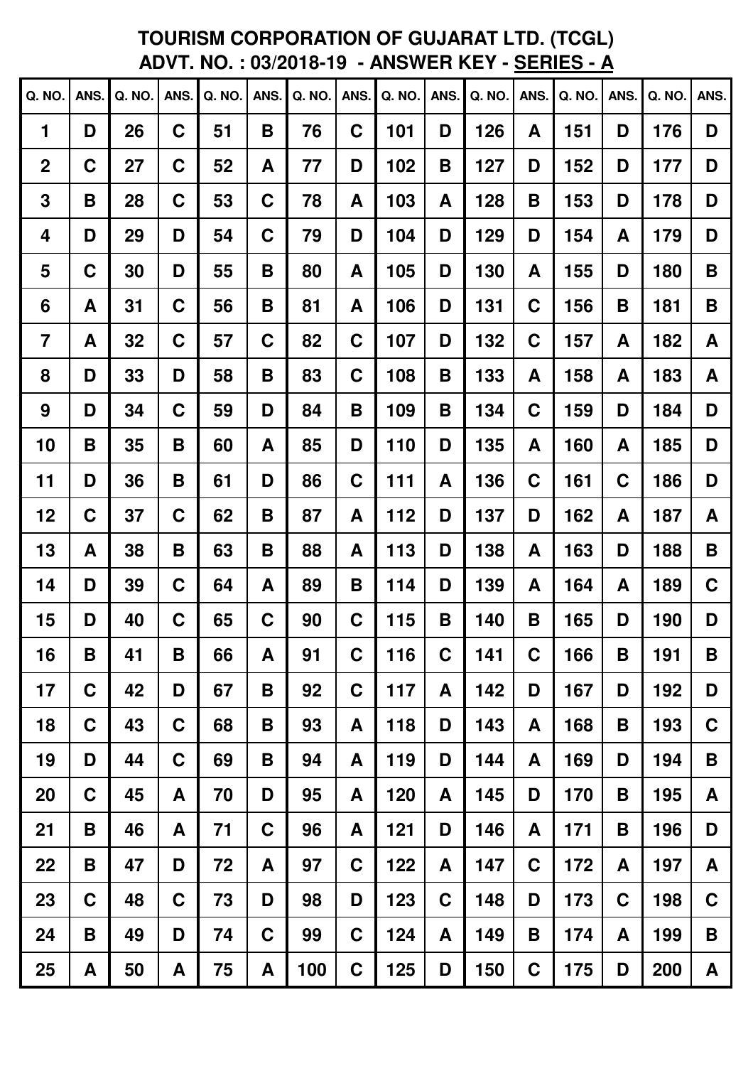# TOURISM CORPORATION OF GUJARAT LTD. (TCGL)

## ADVT. NO. : 03/2018-19 - ANSWER KEY - SERIES - A

| Q. NO. | ANS. | Q. NO. | ANS. | Q. NO. | ANS. | Q. NO. | ANS. | Q. NO. | ANS. | Q. NO. | ANS. | Q. NO. | ANS. | Q. NO. | ANS. |
|---|---|---|---|---|---|---|---|---|---|---|---|---|---|---|---|
| 1 | D | 26 | C | 51 | B | 76 | C | 101 | D | 126 | A | 151 | D | 176 | D |
| 2 | C | 27 | C | 52 | A | 77 | D | 102 | B | 127 | D | 152 | D | 177 | D |
| 3 | B | 28 | C | 53 | C | 78 | A | 103 | A | 128 | B | 153 | D | 178 | D |
| 4 | D | 29 | D | 54 | C | 79 | D | 104 | D | 129 | D | 154 | A | 179 | D |
| 5 | C | 30 | D | 55 | B | 80 | A | 105 | D | 130 | A | 155 | D | 180 | B |
| 6 | A | 31 | C | 56 | B | 81 | A | 106 | D | 131 | C | 156 | B | 181 | B |
| 7 | A | 32 | C | 57 | C | 82 | C | 107 | D | 132 | C | 157 | A | 182 | A |
| 8 | D | 33 | D | 58 | B | 83 | C | 108 | B | 133 | A | 158 | A | 183 | A |
| 9 | D | 34 | C | 59 | D | 84 | B | 109 | B | 134 | C | 159 | D | 184 | D |
| 10 | B | 35 | B | 60 | A | 85 | D | 110 | D | 135 | A | 160 | A | 185 | D |
| 11 | D | 36 | B | 61 | D | 86 | C | 111 | A | 136 | C | 161 | C | 186 | D |
| 12 | C | 37 | C | 62 | B | 87 | A | 112 | D | 137 | D | 162 | A | 187 | A |
| 13 | A | 38 | B | 63 | B | 88 | A | 113 | D | 138 | A | 163 | D | 188 | B |
| 14 | D | 39 | C | 64 | A | 89 | B | 114 | D | 139 | A | 164 | A | 189 | C |
| 15 | D | 40 | C | 65 | C | 90 | C | 115 | B | 140 | B | 165 | D | 190 | D |
| 16 | B | 41 | B | 66 | A | 91 | C | 116 | C | 141 | C | 166 | B | 191 | B |
| 17 | C | 42 | D | 67 | B | 92 | C | 117 | A | 142 | D | 167 | D | 192 | D |
| 18 | C | 43 | C | 68 | B | 93 | A | 118 | D | 143 | A | 168 | B | 193 | C |
| 19 | D | 44 | C | 69 | B | 94 | A | 119 | D | 144 | A | 169 | D | 194 | B |
| 20 | C | 45 | A | 70 | D | 95 | A | 120 | A | 145 | D | 170 | B | 195 | A |
| 21 | B | 46 | A | 71 | C | 96 | A | 121 | D | 146 | A | 171 | B | 196 | D |
| 22 | B | 47 | D | 72 | A | 97 | C | 122 | A | 147 | C | 172 | A | 197 | A |
| 23 | C | 48 | C | 73 | D | 98 | D | 123 | C | 148 | D | 173 | C | 198 | C |
| 24 | B | 49 | D | 74 | C | 99 | C | 124 | A | 149 | B | 174 | A | 199 | B |
| 25 | A | 50 | A | 75 | A | 100 | C | 125 | D | 150 | C | 175 | D | 200 | A |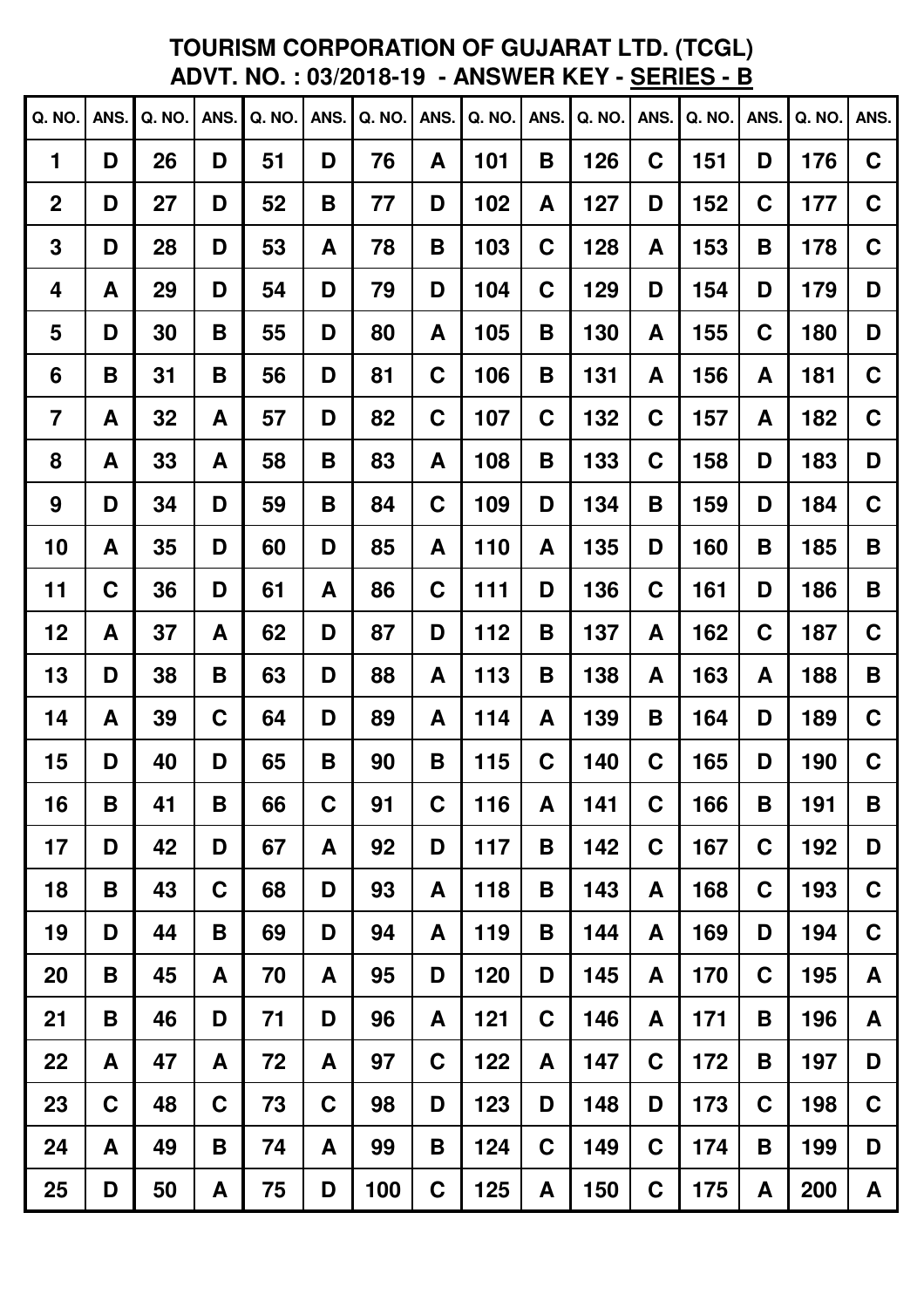# TOURISM CORPORATION OF GUJARAT LTD. (TCGL)
## ADVT. NO. : 03/2018-19 - ANSWER KEY - SERIES - B

| Q. NO. | ANS. | Q. NO. | ANS. | Q. NO. | ANS. | Q. NO. | ANS. | Q. NO. | ANS. | Q. NO. | ANS. | Q. NO. | ANS. | Q. NO. | ANS. |
|---|---|---|---|---|---|---|---|---|---|---|---|---|---|---|---|
| 1 | D | 26 | D | 51 | D | 76 | A | 101 | B | 126 | C | 151 | D | 176 | C |
| 2 | D | 27 | D | 52 | B | 77 | D | 102 | A | 127 | D | 152 | C | 177 | C |
| 3 | D | 28 | D | 53 | A | 78 | B | 103 | C | 128 | A | 153 | B | 178 | C |
| 4 | A | 29 | D | 54 | D | 79 | D | 104 | C | 129 | D | 154 | D | 179 | D |
| 5 | D | 30 | B | 55 | D | 80 | A | 105 | B | 130 | A | 155 | C | 180 | D |
| 6 | B | 31 | B | 56 | D | 81 | C | 106 | B | 131 | A | 156 | A | 181 | C |
| 7 | A | 32 | A | 57 | D | 82 | C | 107 | C | 132 | C | 157 | A | 182 | C |
| 8 | A | 33 | A | 58 | B | 83 | A | 108 | B | 133 | C | 158 | D | 183 | D |
| 9 | D | 34 | D | 59 | B | 84 | C | 109 | D | 134 | B | 159 | D | 184 | C |
| 10 | A | 35 | D | 60 | D | 85 | A | 110 | A | 135 | D | 160 | B | 185 | B |
| 11 | C | 36 | D | 61 | A | 86 | C | 111 | D | 136 | C | 161 | D | 186 | B |
| 12 | A | 37 | A | 62 | D | 87 | D | 112 | B | 137 | A | 162 | C | 187 | C |
| 13 | D | 38 | B | 63 | D | 88 | A | 113 | B | 138 | A | 163 | A | 188 | B |
| 14 | A | 39 | C | 64 | D | 89 | A | 114 | A | 139 | B | 164 | D | 189 | C |
| 15 | D | 40 | D | 65 | B | 90 | B | 115 | C | 140 | C | 165 | D | 190 | C |
| 16 | B | 41 | B | 66 | C | 91 | C | 116 | A | 141 | C | 166 | B | 191 | B |
| 17 | D | 42 | D | 67 | A | 92 | D | 117 | B | 142 | C | 167 | C | 192 | D |
| 18 | B | 43 | C | 68 | D | 93 | A | 118 | B | 143 | A | 168 | C | 193 | C |
| 19 | D | 44 | B | 69 | D | 94 | A | 119 | B | 144 | A | 169 | D | 194 | C |
| 20 | B | 45 | A | 70 | A | 95 | D | 120 | D | 145 | A | 170 | C | 195 | A |
| 21 | B | 46 | D | 71 | D | 96 | A | 121 | C | 146 | A | 171 | B | 196 | A |
| 22 | A | 47 | A | 72 | A | 97 | C | 122 | A | 147 | C | 172 | B | 197 | D |
| 23 | C | 48 | C | 73 | C | 98 | D | 123 | D | 148 | D | 173 | C | 198 | C |
| 24 | A | 49 | B | 74 | A | 99 | B | 124 | C | 149 | C | 174 | B | 199 | D |
| 25 | D | 50 | A | 75 | D | 100 | C | 125 | A | 150 | C | 175 | A | 200 | A |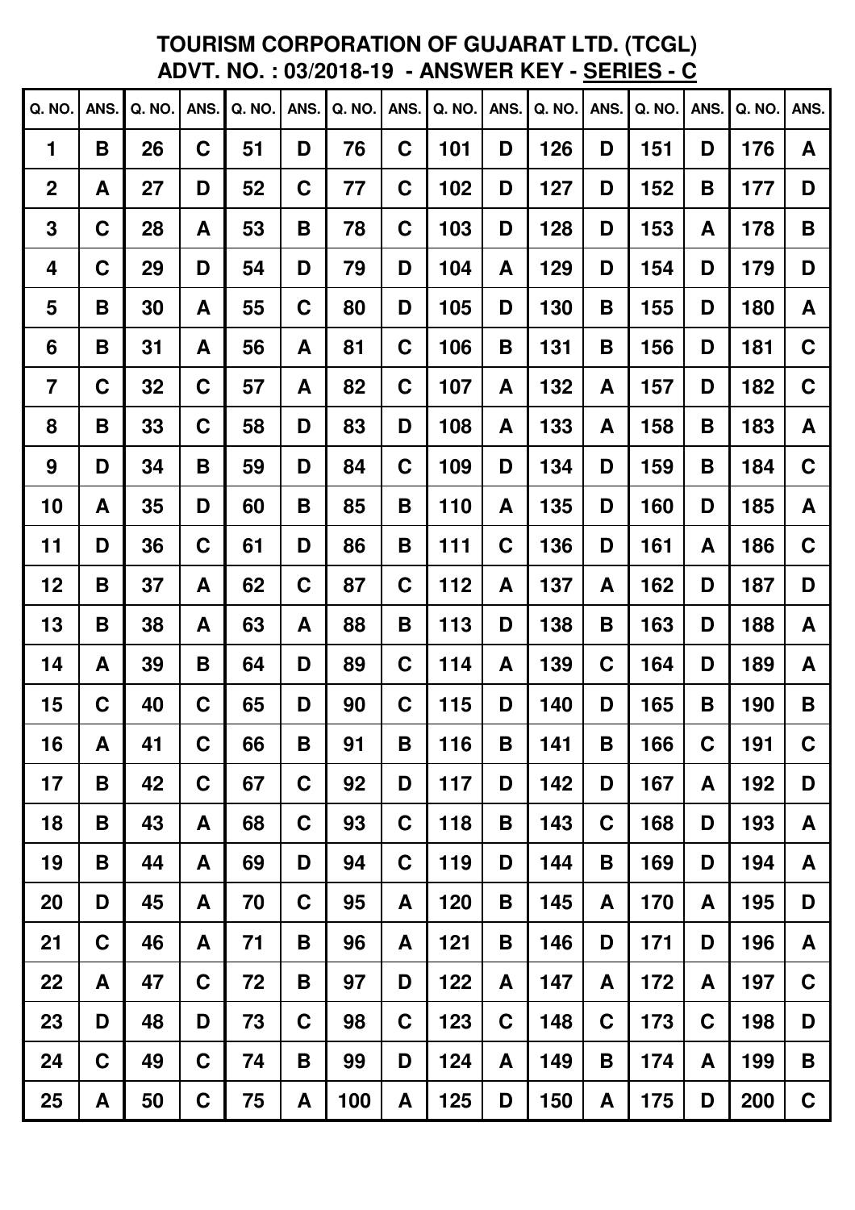# TOURISM CORPORATION OF GUJARAT LTD. (TCGL)
## ADVT. NO. : 03/2018-19 - ANSWER KEY - SERIES - C

| Q. NO. | ANS. | Q. NO. | ANS. | Q. NO. | ANS. | Q. NO. | ANS. | Q. NO. | ANS. | Q. NO. | ANS. | Q. NO. | ANS. | Q. NO. | ANS. |
|---|---|---|---|---|---|---|---|---|---|---|---|---|---|---|---|
| 1 | B | 26 | C | 51 | D | 76 | C | 101 | D | 126 | D | 151 | D | 176 | A |
| 2 | A | 27 | D | 52 | C | 77 | C | 102 | D | 127 | D | 152 | B | 177 | D |
| 3 | C | 28 | A | 53 | B | 78 | C | 103 | D | 128 | D | 153 | A | 178 | B |
| 4 | C | 29 | D | 54 | D | 79 | D | 104 | A | 129 | D | 154 | D | 179 | D |
| 5 | B | 30 | A | 55 | C | 80 | D | 105 | D | 130 | B | 155 | D | 180 | A |
| 6 | B | 31 | A | 56 | A | 81 | C | 106 | B | 131 | B | 156 | D | 181 | C |
| 7 | C | 32 | C | 57 | A | 82 | C | 107 | A | 132 | A | 157 | D | 182 | C |
| 8 | B | 33 | C | 58 | D | 83 | D | 108 | A | 133 | A | 158 | B | 183 | A |
| 9 | D | 34 | B | 59 | D | 84 | C | 109 | D | 134 | D | 159 | B | 184 | C |
| 10 | A | 35 | D | 60 | B | 85 | B | 110 | A | 135 | D | 160 | D | 185 | A |
| 11 | D | 36 | C | 61 | D | 86 | B | 111 | C | 136 | D | 161 | A | 186 | C |
| 12 | B | 37 | A | 62 | C | 87 | C | 112 | A | 137 | A | 162 | D | 187 | D |
| 13 | B | 38 | A | 63 | A | 88 | B | 113 | D | 138 | B | 163 | D | 188 | A |
| 14 | A | 39 | B | 64 | D | 89 | C | 114 | A | 139 | C | 164 | D | 189 | A |
| 15 | C | 40 | C | 65 | D | 90 | C | 115 | D | 140 | D | 165 | B | 190 | B |
| 16 | A | 41 | C | 66 | B | 91 | B | 116 | B | 141 | B | 166 | C | 191 | C |
| 17 | B | 42 | C | 67 | C | 92 | D | 117 | D | 142 | D | 167 | A | 192 | D |
| 18 | B | 43 | A | 68 | C | 93 | C | 118 | B | 143 | C | 168 | D | 193 | A |
| 19 | B | 44 | A | 69 | D | 94 | C | 119 | D | 144 | B | 169 | D | 194 | A |
| 20 | D | 45 | A | 70 | C | 95 | A | 120 | B | 145 | A | 170 | A | 195 | D |
| 21 | C | 46 | A | 71 | B | 96 | A | 121 | B | 146 | D | 171 | D | 196 | A |
| 22 | A | 47 | C | 72 | B | 97 | D | 122 | A | 147 | A | 172 | A | 197 | C |
| 23 | D | 48 | D | 73 | C | 98 | C | 123 | C | 148 | C | 173 | C | 198 | D |
| 24 | C | 49 | C | 74 | B | 99 | D | 124 | A | 149 | B | 174 | A | 199 | B |
| 25 | A | 50 | C | 75 | A | 100 | A | 125 | D | 150 | A | 175 | D | 200 | C |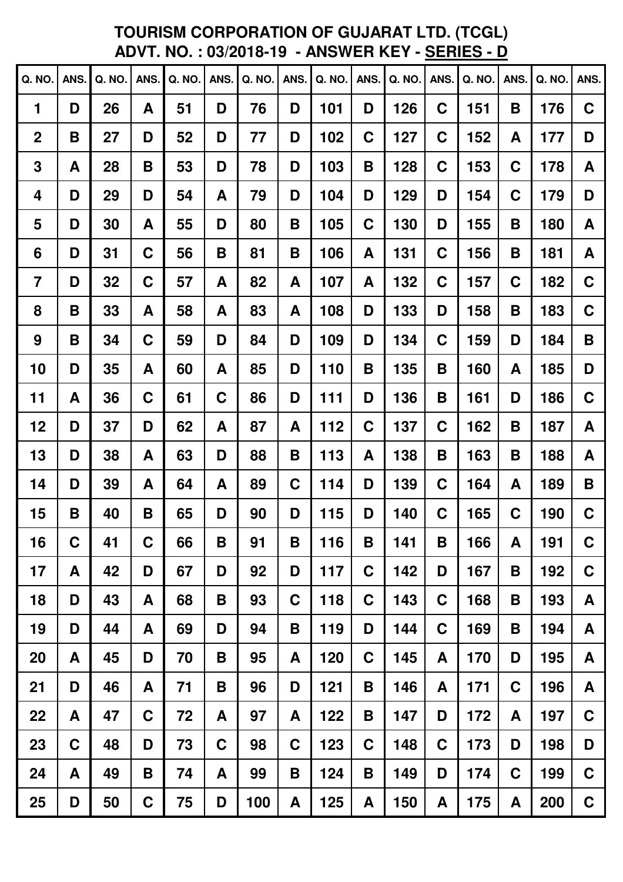# TOURISM CORPORATION OF GUJARAT LTD. (TCGL)
## ADVT. NO. : 03/2018-19 - ANSWER KEY - SERIES - D

| Q. NO. | ANS. | Q. NO. | ANS. | Q. NO. | ANS. | Q. NO. | ANS. | Q. NO. | ANS. | Q. NO. | ANS. | Q. NO. | ANS. | Q. NO. | ANS. |
|---|---|---|---|---|---|---|---|---|---|---|---|---|---|---|---|
| 1 | D | 26 | A | 51 | D | 76 | D | 101 | D | 126 | C | 151 | B | 176 | C |
| 2 | B | 27 | D | 52 | D | 77 | D | 102 | C | 127 | C | 152 | A | 177 | D |
| 3 | A | 28 | B | 53 | D | 78 | D | 103 | B | 128 | C | 153 | C | 178 | A |
| 4 | D | 29 | D | 54 | A | 79 | D | 104 | D | 129 | D | 154 | C | 179 | D |
| 5 | D | 30 | A | 55 | D | 80 | B | 105 | C | 130 | D | 155 | B | 180 | A |
| 6 | D | 31 | C | 56 | B | 81 | B | 106 | A | 131 | C | 156 | B | 181 | A |
| 7 | D | 32 | C | 57 | A | 82 | A | 107 | A | 132 | C | 157 | C | 182 | C |
| 8 | B | 33 | A | 58 | A | 83 | A | 108 | D | 133 | D | 158 | B | 183 | C |
| 9 | B | 34 | C | 59 | D | 84 | D | 109 | D | 134 | C | 159 | D | 184 | B |
| 10 | D | 35 | A | 60 | A | 85 | D | 110 | B | 135 | B | 160 | A | 185 | D |
| 11 | A | 36 | C | 61 | C | 86 | D | 111 | D | 136 | B | 161 | D | 186 | C |
| 12 | D | 37 | D | 62 | A | 87 | A | 112 | C | 137 | C | 162 | B | 187 | A |
| 13 | D | 38 | A | 63 | D | 88 | B | 113 | A | 138 | B | 163 | B | 188 | A |
| 14 | D | 39 | A | 64 | A | 89 | C | 114 | D | 139 | C | 164 | A | 189 | B |
| 15 | B | 40 | B | 65 | D | 90 | D | 115 | D | 140 | C | 165 | C | 190 | C |
| 16 | C | 41 | C | 66 | B | 91 | B | 116 | B | 141 | B | 166 | A | 191 | C |
| 17 | A | 42 | D | 67 | D | 92 | D | 117 | C | 142 | D | 167 | B | 192 | C |
| 18 | D | 43 | A | 68 | B | 93 | C | 118 | C | 143 | C | 168 | B | 193 | A |
| 19 | D | 44 | A | 69 | D | 94 | B | 119 | D | 144 | C | 169 | B | 194 | A |
| 20 | A | 45 | D | 70 | B | 95 | A | 120 | C | 145 | A | 170 | D | 195 | A |
| 21 | D | 46 | A | 71 | B | 96 | D | 121 | B | 146 | A | 171 | C | 196 | A |
| 22 | A | 47 | C | 72 | A | 97 | A | 122 | B | 147 | D | 172 | A | 197 | C |
| 23 | C | 48 | D | 73 | C | 98 | C | 123 | C | 148 | C | 173 | D | 198 | D |
| 24 | A | 49 | B | 74 | A | 99 | B | 124 | B | 149 | D | 174 | C | 199 | C |
| 25 | D | 50 | C | 75 | D | 100 | A | 125 | A | 150 | A | 175 | A | 200 | C |